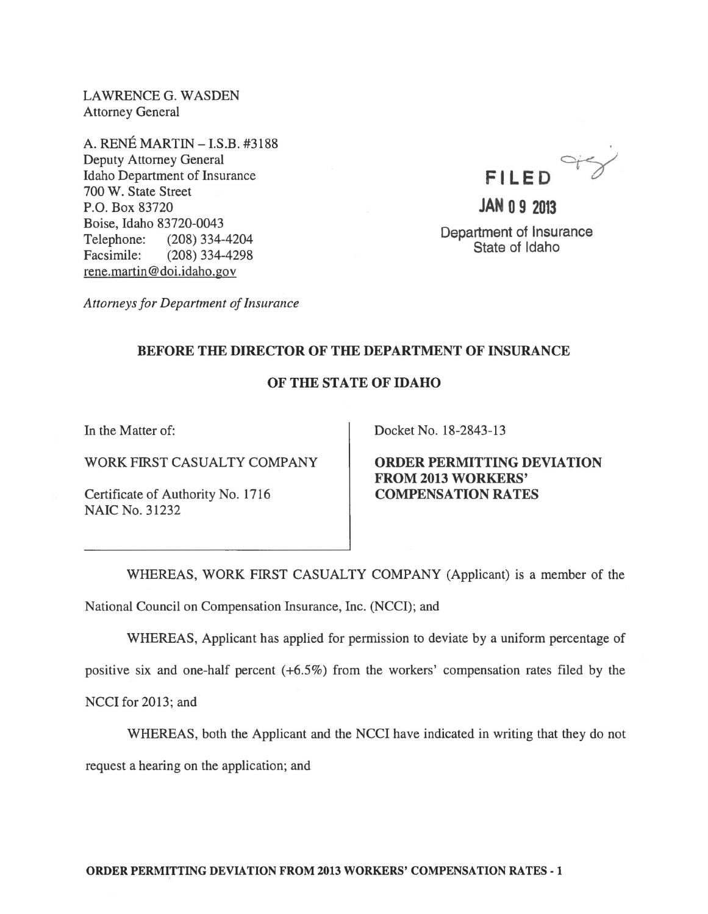LAWRENCE G. WASDEN
Attorney General

A. RENÉ MARTIN – I.S.B. #3188
Deputy Attorney General
Idaho Department of Insurance
700 W. State Street
P.O. Box 83720
Boise, Idaho 83720-0043
Telephone: (208) 334-4204
Facsimile: (208) 334-4298
rene.martin@doi.idaho.gov

*Attorneys for Department of Insurance*

FILED
JAN 09 2013
Department of Insurance
State of Idaho

**BEFORE THE DIRECTOR OF THE DEPARTMENT OF INSURANCE**

**OF THE STATE OF IDAHO**

| | |
|---|---|
| In the Matter of:<br><br>WORK FIRST CASUALTY COMPANY<br><br>Certificate of Authority No. 1716<br>NAIC No. 31232 | Docket No. 18-2843-13<br><br>**ORDER PERMITTING DEVIATION FROM 2013 WORKERS' COMPENSATION RATES** |

WHEREAS, WORK FIRST CASUALTY COMPANY (Applicant) is a member of the National Council on Compensation Insurance, Inc. (NCCI); and

WHEREAS, Applicant has applied for permission to deviate by a uniform percentage of positive six and one-half percent (+6.5%) from the workers' compensation rates filed by the NCCI for 2013; and

WHEREAS, both the Applicant and the NCCI have indicated in writing that they do not request a hearing on the application; and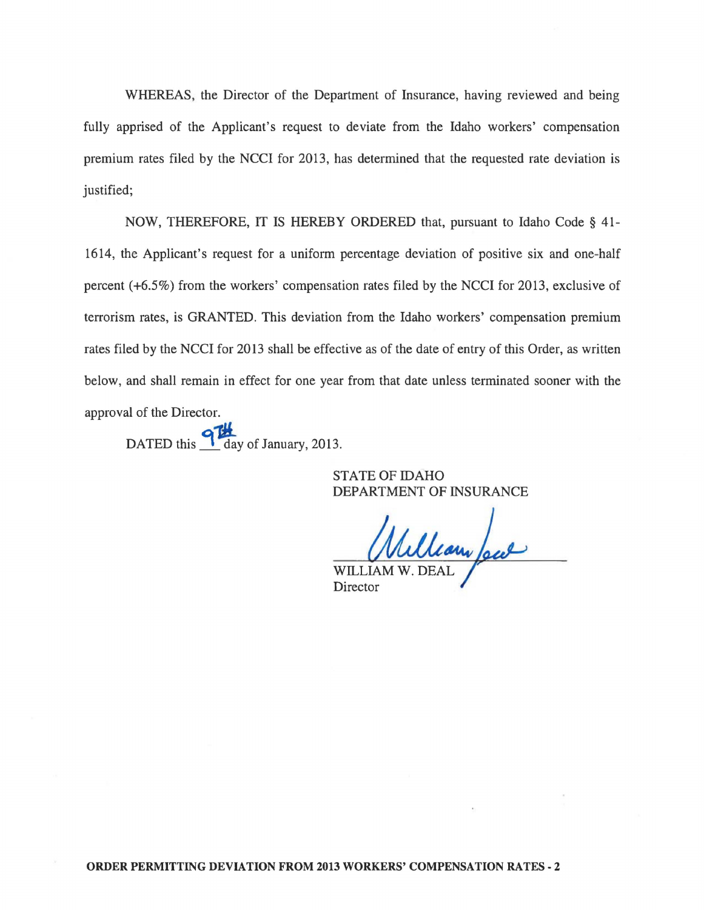WHEREAS, the Director of the Department of Insurance, having reviewed and being fully apprised of the Applicant's request to deviate from the Idaho workers' compensation premium rates filed by the NCCI for 2013, has determined that the requested rate deviation is justified;

NOW, THEREFORE, IT IS HEREBY ORDERED that, pursuant to Idaho Code § 41-1614, the Applicant's request for a uniform percentage deviation of positive six and one-half percent (+6.5%) from the workers' compensation rates filed by the NCCI for 2013, exclusive of terrorism rates, is GRANTED. This deviation from the Idaho workers' compensation premium rates filed by the NCCI for 2013 shall be effective as of the date of entry of this Order, as written below, and shall remain in effect for one year from that date unless terminated sooner with the approval of the Director.

DATED this 9TH day of January, 2013.

STATE OF IDAHO
DEPARTMENT OF INSURANCE

WILLIAM W. DEAL
Director

**ORDER PERMITTING DEVIATION FROM 2013 WORKERS' COMPENSATION RATES - 2**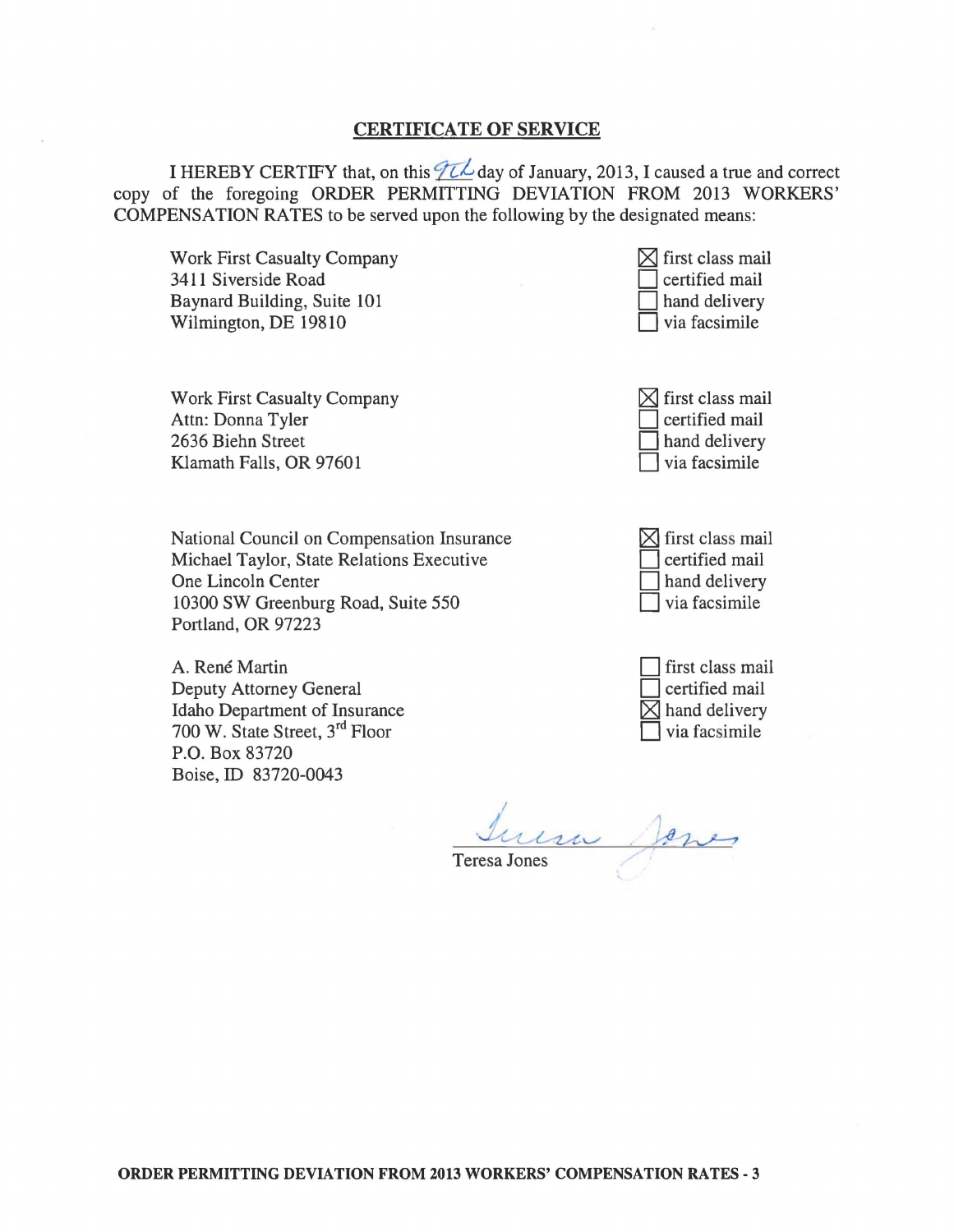## CERTIFICATE OF SERVICE

I HEREBY CERTIFY that, on this 9th day of January, 2013, I caused a true and correct copy of the foregoing ORDER PERMITTING DEVIATION FROM 2013 WORKERS' COMPENSATION RATES to be served upon the following by the designated means:

| | |
|---|---|
| Work First Casualty Company<br>3411 Siverside Road<br>Baynard Building, Suite 101<br>Wilmington, DE 19810 | ☒ first class mail<br>☐ certified mail<br>☐ hand delivery<br>☐ via facsimile |
| Work First Casualty Company<br>Attn: Donna Tyler<br>2636 Biehn Street<br>Klamath Falls, OR 97601 | ☒ first class mail<br>☐ certified mail<br>☐ hand delivery<br>☐ via facsimile |
| National Council on Compensation Insurance<br>Michael Taylor, State Relations Executive<br>One Lincoln Center<br>10300 SW Greenburg Road, Suite 550<br>Portland, OR 97223 | ☒ first class mail<br>☐ certified mail<br>☐ hand delivery<br>☐ via facsimile |
| A. René Martin<br>Deputy Attorney General<br>Idaho Department of Insurance<br>700 W. State Street, 3rd Floor<br>P.O. Box 83720<br>Boise, ID 83720-0043 | ☐ first class mail<br>☐ certified mail<br>☒ hand delivery<br>☐ via facsimile |

Teresa Jones